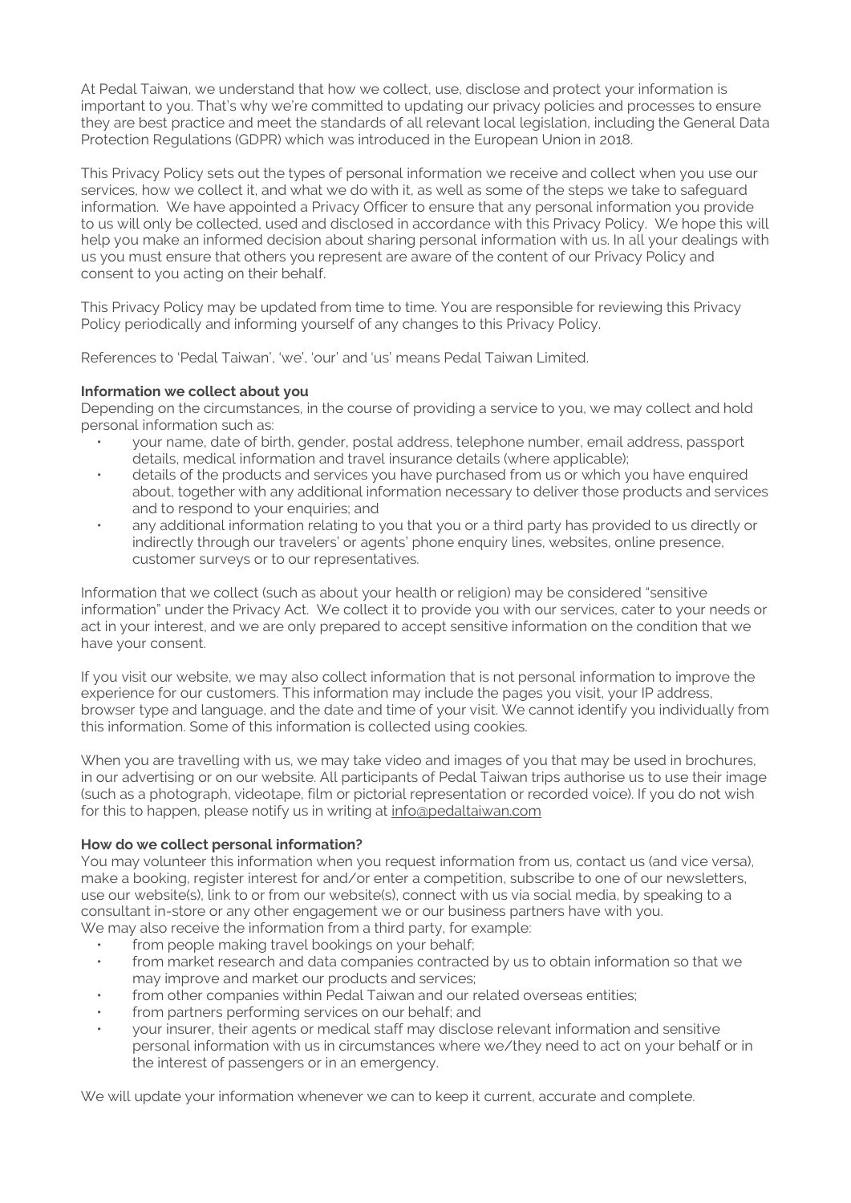At Pedal Taiwan, we understand that how we collect, use, disclose and protect your information is important to you. That's why we're committed to updating our privacy policies and processes to ensure they are best practice and meet the standards of all relevant local legislation, including the General Data Protection Regulations (GDPR) which was introduced in the European Union in 2018.

This Privacy Policy sets out the types of personal information we receive and collect when you use our services, how we collect it, and what we do with it, as well as some of the steps we take to safeguard information. We have appointed a Privacy Officer to ensure that any personal information you provide to us will only be collected, used and disclosed in accordance with this Privacy Policy. We hope this will help you make an informed decision about sharing personal information with us. In all your dealings with us you must ensure that others you represent are aware of the content of our Privacy Policy and consent to you acting on their behalf.

This Privacy Policy may be updated from time to time. You are responsible for reviewing this Privacy Policy periodically and informing yourself of any changes to this Privacy Policy.

References to 'Pedal Taiwan', 'we', 'our' and 'us' means Pedal Taiwan Limited.

**Information we collect about you**

Depending on the circumstances, in the course of providing a service to you, we may collect and hold personal information such as:

- your name, date of birth, gender, postal address, telephone number, email address, passport details, medical information and travel insurance details (where applicable);
- details of the products and services you have purchased from us or which you have enquired about, together with any additional information necessary to deliver those products and services and to respond to your enquiries; and
- any additional information relating to you that you or a third party has provided to us directly or indirectly through our travelers' or agents' phone enquiry lines, websites, online presence, customer surveys or to our representatives.

Information that we collect (such as about your health or religion) may be considered "sensitive information" under the Privacy Act. We collect it to provide you with our services, cater to your needs or act in your interest, and we are only prepared to accept sensitive information on the condition that we have your consent.

If you visit our website, we may also collect information that is not personal information to improve the experience for our customers. This information may include the pages you visit, your IP address, browser type and language, and the date and time of your visit. We cannot identify you individually from this information. Some of this information is collected using cookies.

When you are travelling with us, we may take video and images of you that may be used in brochures, in our advertising or on our website. All participants of Pedal Taiwan trips authorise us to use their image (such as a photograph, videotape, film or pictorial representation or recorded voice). If you do not wish for this to happen, please notify us in writing at info@pedaltaiwan.com

**How do we collect personal information?**

You may volunteer this information when you request information from us, contact us (and vice versa), make a booking, register interest for and/or enter a competition, subscribe to one of our newsletters, use our website(s), link to or from our website(s), connect with us via social media, by speaking to a consultant in-store or any other engagement we or our business partners have with you.
We may also receive the information from a third party, for example:

- from people making travel bookings on your behalf;
- from market research and data companies contracted by us to obtain information so that we may improve and market our products and services;
- from other companies within Pedal Taiwan and our related overseas entities;
- from partners performing services on our behalf; and
- your insurer, their agents or medical staff may disclose relevant information and sensitive personal information with us in circumstances where we/they need to act on your behalf or in the interest of passengers or in an emergency.

We will update your information whenever we can to keep it current, accurate and complete.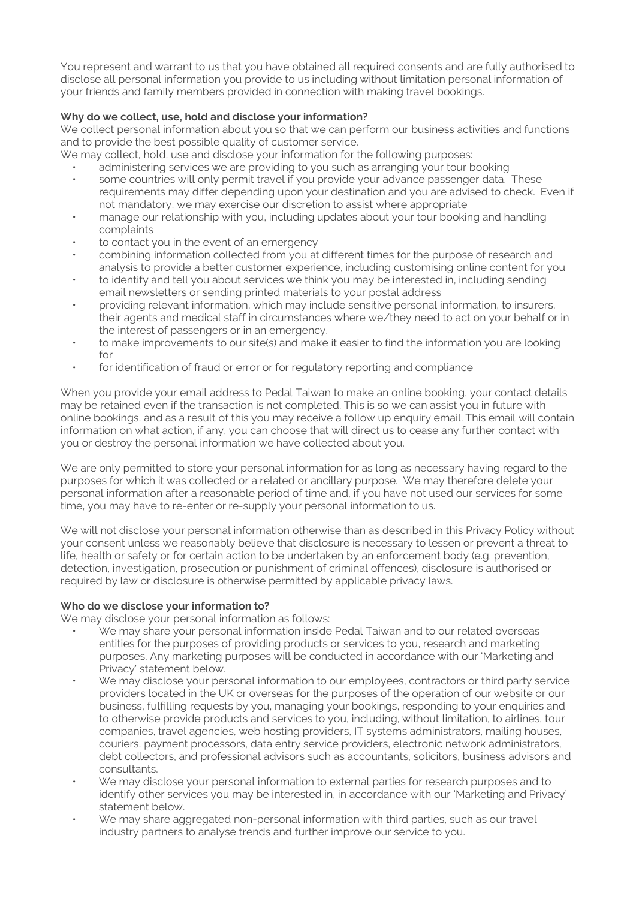You represent and warrant to us that you have obtained all required consents and are fully authorised to disclose all personal information you provide to us including without limitation personal information of your friends and family members provided in connection with making travel bookings.

**Why do we collect, use, hold and disclose your information?**

We collect personal information about you so that we can perform our business activities and functions and to provide the best possible quality of customer service.

We may collect, hold, use and disclose your information for the following purposes:

- administering services we are providing to you such as arranging your tour booking
- some countries will only permit travel if you provide your advance passenger data. These requirements may differ depending upon your destination and you are advised to check. Even if not mandatory, we may exercise our discretion to assist where appropriate
- manage our relationship with you, including updates about your tour booking and handling complaints
- to contact you in the event of an emergency
- combining information collected from you at different times for the purpose of research and analysis to provide a better customer experience, including customising online content for you
- to identify and tell you about services we think you may be interested in, including sending email newsletters or sending printed materials to your postal address
- providing relevant information, which may include sensitive personal information, to insurers, their agents and medical staff in circumstances where we/they need to act on your behalf or in the interest of passengers or in an emergency.
- to make improvements to our site(s) and make it easier to find the information you are looking for
- for identification of fraud or error or for regulatory reporting and compliance

When you provide your email address to Pedal Taiwan to make an online booking, your contact details may be retained even if the transaction is not completed. This is so we can assist you in future with online bookings, and as a result of this you may receive a follow up enquiry email. This email will contain information on what action, if any, you can choose that will direct us to cease any further contact with you or destroy the personal information we have collected about you.

We are only permitted to store your personal information for as long as necessary having regard to the purposes for which it was collected or a related or ancillary purpose. We may therefore delete your personal information after a reasonable period of time and, if you have not used our services for some time, you may have to re-enter or re-supply your personal information to us.

We will not disclose your personal information otherwise than as described in this Privacy Policy without your consent unless we reasonably believe that disclosure is necessary to lessen or prevent a threat to life, health or safety or for certain action to be undertaken by an enforcement body (e.g. prevention, detection, investigation, prosecution or punishment of criminal offences), disclosure is authorised or required by law or disclosure is otherwise permitted by applicable privacy laws.

**Who do we disclose your information to?**

We may disclose your personal information as follows:

- We may share your personal information inside Pedal Taiwan and to our related overseas entities for the purposes of providing products or services to you, research and marketing purposes. Any marketing purposes will be conducted in accordance with our 'Marketing and Privacy' statement below.
- We may disclose your personal information to our employees, contractors or third party service providers located in the UK or overseas for the purposes of the operation of our website or our business, fulfilling requests by you, managing your bookings, responding to your enquiries and to otherwise provide products and services to you, including, without limitation, to airlines, tour companies, travel agencies, web hosting providers, IT systems administrators, mailing houses, couriers, payment processors, data entry service providers, electronic network administrators, debt collectors, and professional advisors such as accountants, solicitors, business advisors and consultants.
- We may disclose your personal information to external parties for research purposes and to identify other services you may be interested in, in accordance with our 'Marketing and Privacy' statement below.
- We may share aggregated non-personal information with third parties, such as our travel industry partners to analyse trends and further improve our service to you.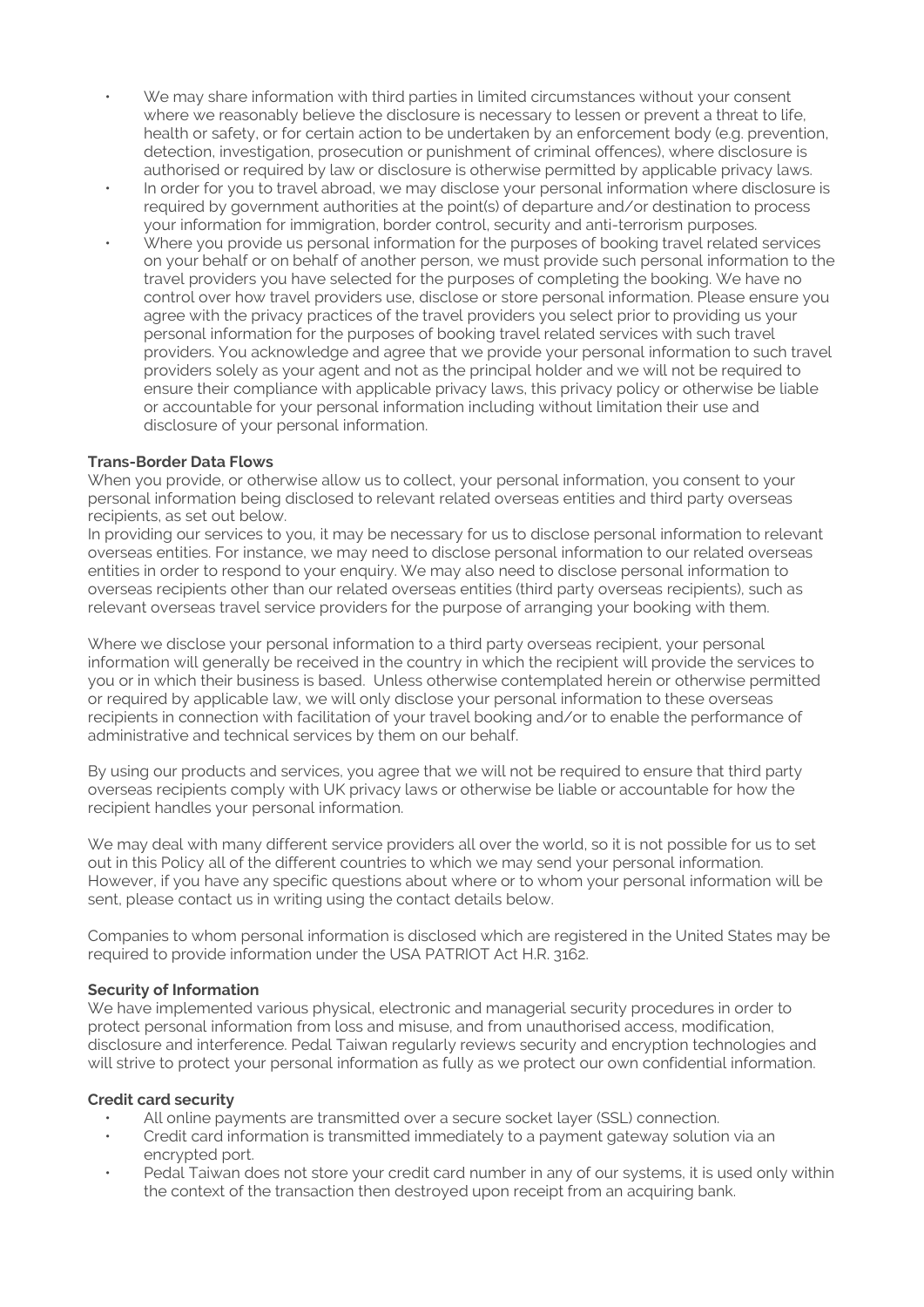- We may share information with third parties in limited circumstances without your consent where we reasonably believe the disclosure is necessary to lessen or prevent a threat to life, health or safety, or for certain action to be undertaken by an enforcement body (e.g. prevention, detection, investigation, prosecution or punishment of criminal offences), where disclosure is authorised or required by law or disclosure is otherwise permitted by applicable privacy laws.
- In order for you to travel abroad, we may disclose your personal information where disclosure is required by government authorities at the point(s) of departure and/or destination to process your information for immigration, border control, security and anti-terrorism purposes.
- Where you provide us personal information for the purposes of booking travel related services on your behalf or on behalf of another person, we must provide such personal information to the travel providers you have selected for the purposes of completing the booking. We have no control over how travel providers use, disclose or store personal information. Please ensure you agree with the privacy practices of the travel providers you select prior to providing us your personal information for the purposes of booking travel related services with such travel providers. You acknowledge and agree that we provide your personal information to such travel providers solely as your agent and not as the principal holder and we will not be required to ensure their compliance with applicable privacy laws, this privacy policy or otherwise be liable or accountable for your personal information including without limitation their use and disclosure of your personal information.

**Trans-Border Data Flows**

When you provide, or otherwise allow us to collect, your personal information, you consent to your personal information being disclosed to relevant related overseas entities and third party overseas recipients, as set out below.

In providing our services to you, it may be necessary for us to disclose personal information to relevant overseas entities. For instance, we may need to disclose personal information to our related overseas entities in order to respond to your enquiry. We may also need to disclose personal information to overseas recipients other than our related overseas entities (third party overseas recipients), such as relevant overseas travel service providers for the purpose of arranging your booking with them.

Where we disclose your personal information to a third party overseas recipient, your personal information will generally be received in the country in which the recipient will provide the services to you or in which their business is based. Unless otherwise contemplated herein or otherwise permitted or required by applicable law, we will only disclose your personal information to these overseas recipients in connection with facilitation of your travel booking and/or to enable the performance of administrative and technical services by them on our behalf.

By using our products and services, you agree that we will not be required to ensure that third party overseas recipients comply with UK privacy laws or otherwise be liable or accountable for how the recipient handles your personal information.

We may deal with many different service providers all over the world, so it is not possible for us to set out in this Policy all of the different countries to which we may send your personal information. However, if you have any specific questions about where or to whom your personal information will be sent, please contact us in writing using the contact details below.

Companies to whom personal information is disclosed which are registered in the United States may be required to provide information under the USA PATRIOT Act H.R. 3162.

**Security of Information**

We have implemented various physical, electronic and managerial security procedures in order to protect personal information from loss and misuse, and from unauthorised access, modification, disclosure and interference. Pedal Taiwan regularly reviews security and encryption technologies and will strive to protect your personal information as fully as we protect our own confidential information.

**Credit card security**

- All online payments are transmitted over a secure socket layer (SSL) connection.
- Credit card information is transmitted immediately to a payment gateway solution via an encrypted port.
- Pedal Taiwan does not store your credit card number in any of our systems, it is used only within the context of the transaction then destroyed upon receipt from an acquiring bank.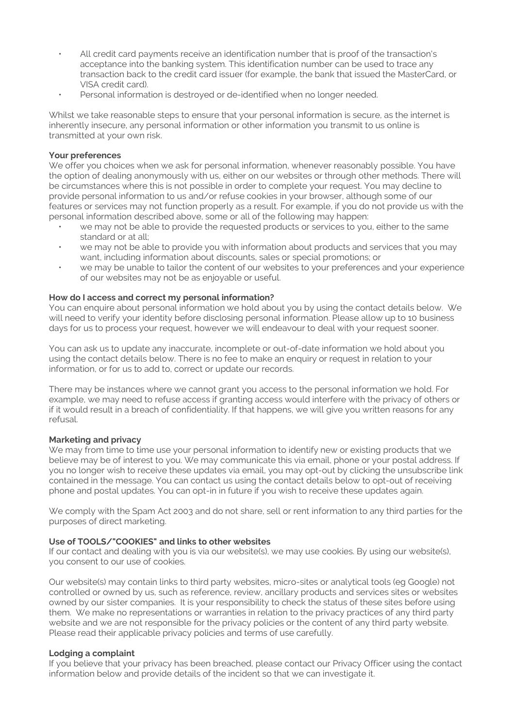- All credit card payments receive an identification number that is proof of the transaction's acceptance into the banking system. This identification number can be used to trace any transaction back to the credit card issuer (for example, the bank that issued the MasterCard, or VISA credit card).
- Personal information is destroyed or de-identified when no longer needed.

Whilst we take reasonable steps to ensure that your personal information is secure, as the internet is inherently insecure, any personal information or other information you transmit to us online is transmitted at your own risk.

**Your preferences**

We offer you choices when we ask for personal information, whenever reasonably possible. You have the option of dealing anonymously with us, either on our websites or through other methods. There will be circumstances where this is not possible in order to complete your request. You may decline to provide personal information to us and/or refuse cookies in your browser, although some of our features or services may not function properly as a result. For example, if you do not provide us with the personal information described above, some or all of the following may happen:

- we may not be able to provide the requested products or services to you, either to the same standard or at all;
- we may not be able to provide you with information about products and services that you may want, including information about discounts, sales or special promotions; or
- we may be unable to tailor the content of our websites to your preferences and your experience of our websites may not be as enjoyable or useful.

**How do I access and correct my personal information?**

You can enquire about personal information we hold about you by using the contact details below. We will need to verify your identity before disclosing personal information. Please allow up to 10 business days for us to process your request, however we will endeavour to deal with your request sooner.

You can ask us to update any inaccurate, incomplete or out-of-date information we hold about you using the contact details below. There is no fee to make an enquiry or request in relation to your information, or for us to add to, correct or update our records.

There may be instances where we cannot grant you access to the personal information we hold. For example, we may need to refuse access if granting access would interfere with the privacy of others or if it would result in a breach of confidentiality. If that happens, we will give you written reasons for any refusal.

**Marketing and privacy**

We may from time to time use your personal information to identify new or existing products that we believe may be of interest to you. We may communicate this via email, phone or your postal address. If you no longer wish to receive these updates via email, you may opt-out by clicking the unsubscribe link contained in the message. You can contact us using the contact details below to opt-out of receiving phone and postal updates. You can opt-in in future if you wish to receive these updates again.

We comply with the Spam Act 2003 and do not share, sell or rent information to any third parties for the purposes of direct marketing.

**Use of TOOLS/"COOKIES" and links to other websites**

If our contact and dealing with you is via our website(s), we may use cookies. By using our website(s), you consent to our use of cookies.

Our website(s) may contain links to third party websites, micro-sites or analytical tools (eg Google) not controlled or owned by us, such as reference, review, ancillary products and services sites or websites owned by our sister companies. It is your responsibility to check the status of these sites before using them. We make no representations or warranties in relation to the privacy practices of any third party website and we are not responsible for the privacy policies or the content of any third party website. Please read their applicable privacy policies and terms of use carefully.

**Lodging a complaint**

If you believe that your privacy has been breached, please contact our Privacy Officer using the contact information below and provide details of the incident so that we can investigate it.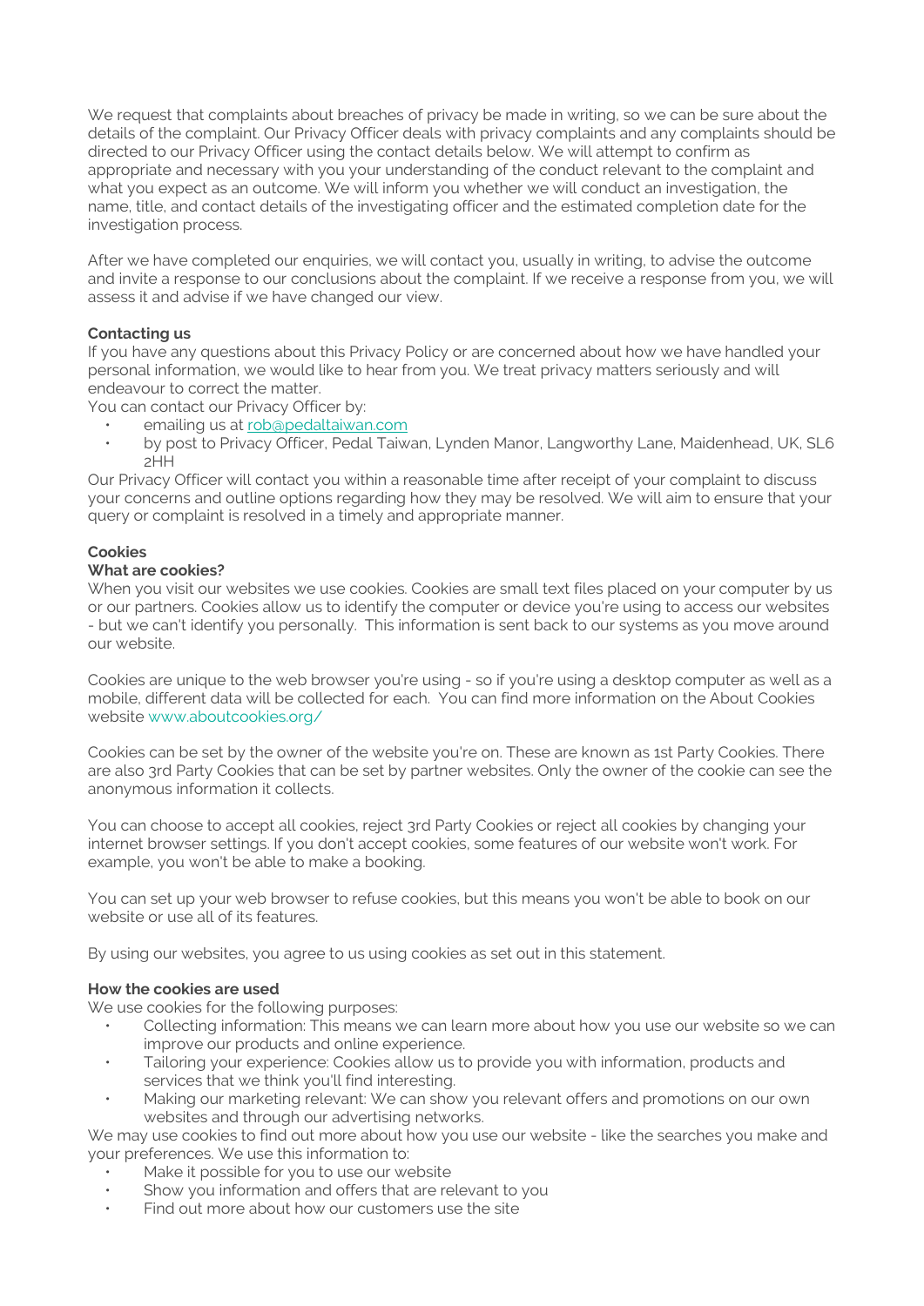We request that complaints about breaches of privacy be made in writing, so we can be sure about the details of the complaint. Our Privacy Officer deals with privacy complaints and any complaints should be directed to our Privacy Officer using the contact details below. We will attempt to confirm as appropriate and necessary with you your understanding of the conduct relevant to the complaint and what you expect as an outcome. We will inform you whether we will conduct an investigation, the name, title, and contact details of the investigating officer and the estimated completion date for the investigation process.

After we have completed our enquiries, we will contact you, usually in writing, to advise the outcome and invite a response to our conclusions about the complaint. If we receive a response from you, we will assess it and advise if we have changed our view.

**Contacting us**

If you have any questions about this Privacy Policy or are concerned about how we have handled your personal information, we would like to hear from you. We treat privacy matters seriously and will endeavour to correct the matter.

You can contact our Privacy Officer by:

- emailing us at rob@pedaltaiwan.com
- by post to Privacy Officer, Pedal Taiwan, Lynden Manor, Langworthy Lane, Maidenhead, UK, SL6 2HH

Our Privacy Officer will contact you within a reasonable time after receipt of your complaint to discuss your concerns and outline options regarding how they may be resolved. We will aim to ensure that your query or complaint is resolved in a timely and appropriate manner.

**Cookies**

**What are cookies?**

When you visit our websites we use cookies. Cookies are small text files placed on your computer by us or our partners. Cookies allow us to identify the computer or device you're using to access our websites - but we can't identify you personally. This information is sent back to our systems as you move around our website.

Cookies are unique to the web browser you're using - so if you're using a desktop computer as well as a mobile, different data will be collected for each. You can find more information on the About Cookies website www.aboutcookies.org/

Cookies can be set by the owner of the website you're on. These are known as 1st Party Cookies. There are also 3rd Party Cookies that can be set by partner websites. Only the owner of the cookie can see the anonymous information it collects.

You can choose to accept all cookies, reject 3rd Party Cookies or reject all cookies by changing your internet browser settings. If you don't accept cookies, some features of our website won't work. For example, you won't be able to make a booking.

You can set up your web browser to refuse cookies, but this means you won't be able to book on our website or use all of its features.

By using our websites, you agree to us using cookies as set out in this statement.

**How the cookies are used**

We use cookies for the following purposes:

- Collecting information: This means we can learn more about how you use our website so we can improve our products and online experience.
- Tailoring your experience: Cookies allow us to provide you with information, products and services that we think you'll find interesting.
- Making our marketing relevant: We can show you relevant offers and promotions on our own websites and through our advertising networks.

We may use cookies to find out more about how you use our website - like the searches you make and your preferences. We use this information to:

- Make it possible for you to use our website
- Show you information and offers that are relevant to you
- Find out more about how our customers use the site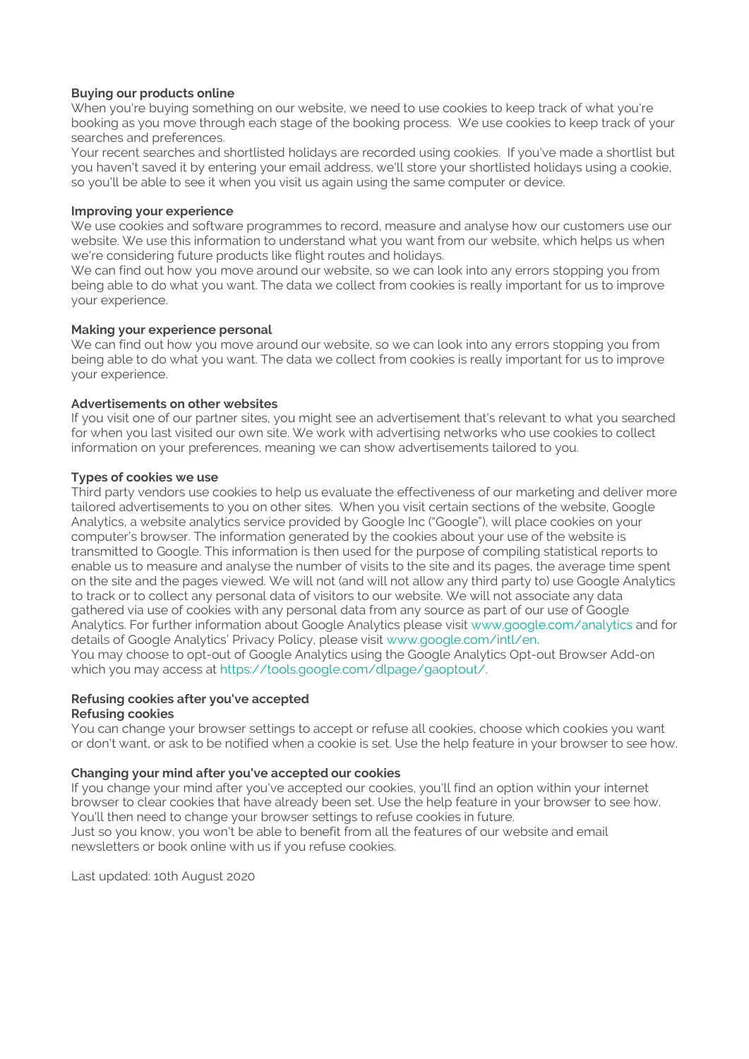**Buying our products online**

When you're buying something on our website, we need to use cookies to keep track of what you're booking as you move through each stage of the booking process. We use cookies to keep track of your searches and preferences.

Your recent searches and shortlisted holidays are recorded using cookies. If you've made a shortlist but you haven't saved it by entering your email address, we'll store your shortlisted holidays using a cookie, so you'll be able to see it when you visit us again using the same computer or device.

**Improving your experience**

We use cookies and software programmes to record, measure and analyse how our customers use our website. We use this information to understand what you want from our website, which helps us when we're considering future products like flight routes and holidays.

We can find out how you move around our website, so we can look into any errors stopping you from being able to do what you want. The data we collect from cookies is really important for us to improve your experience.

**Making your experience personal**

We can find out how you move around our website, so we can look into any errors stopping you from being able to do what you want. The data we collect from cookies is really important for us to improve your experience.

**Advertisements on other websites**

If you visit one of our partner sites, you might see an advertisement that's relevant to what you searched for when you last visited our own site. We work with advertising networks who use cookies to collect information on your preferences, meaning we can show advertisements tailored to you.

**Types of cookies we use**

Third party vendors use cookies to help us evaluate the effectiveness of our marketing and deliver more tailored advertisements to you on other sites. When you visit certain sections of the website, Google Analytics, a website analytics service provided by Google Inc ("Google"), will place cookies on your computer's browser. The information generated by the cookies about your use of the website is transmitted to Google. This information is then used for the purpose of compiling statistical reports to enable us to measure and analyse the number of visits to the site and its pages, the average time spent on the site and the pages viewed. We will not (and will not allow any third party to) use Google Analytics to track or to collect any personal data of visitors to our website. We will not associate any data gathered via use of cookies with any personal data from any source as part of our use of Google Analytics. For further information about Google Analytics please visit www.google.com/analytics and for details of Google Analytics' Privacy Policy, please visit www.google.com/intl/en.

You may choose to opt-out of Google Analytics using the Google Analytics Opt-out Browser Add-on which you may access at https://tools.google.com/dlpage/gaoptout/.

**Refusing cookies after you've accepted**
**Refusing cookies**

You can change your browser settings to accept or refuse all cookies, choose which cookies you want or don't want, or ask to be notified when a cookie is set. Use the help feature in your browser to see how.

**Changing your mind after you've accepted our cookies**

If you change your mind after you've accepted our cookies, you'll find an option within your internet browser to clear cookies that have already been set. Use the help feature in your browser to see how. You'll then need to change your browser settings to refuse cookies in future.

Just so you know, you won't be able to benefit from all the features of our website and email newsletters or book online with us if you refuse cookies.

Last updated: 10th August 2020